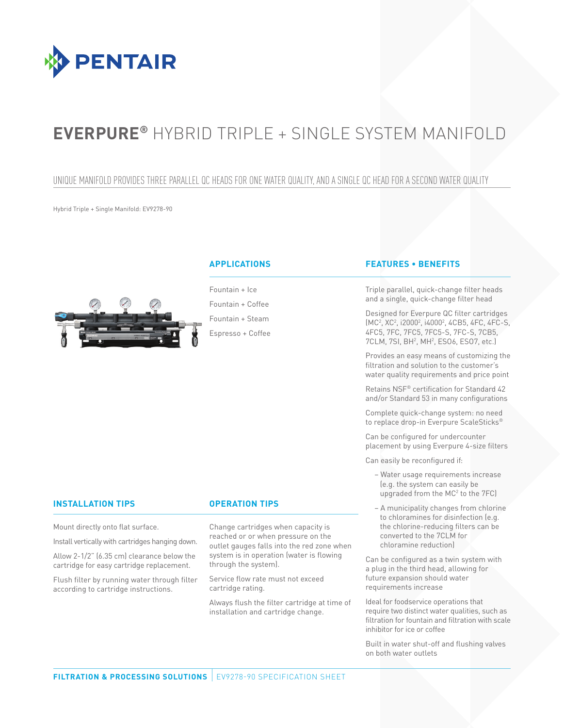# EVERPURE® HYBRID TRIPLE + SINGLE SYSTEM MANIFOLD

## UNIQUE MANIFOLD PROVIDES THREE PARALLEL QC HEADS FOR ONE WATER QUALITY, AND A SINGLE QC HEAD FOR A SECOND WATER QUALITY

Hybrid Triple + Single Manifold: EV9278-90

### APPLICATIONS

Fountain + Ice

Fountain + Coffee

Fountain + Steam

Espresso + Coffee

### FEATURES • BENEFITS

Triple parallel, quick-change filter heads and a single, quick-change filter head

Designed for Everpure QC filter cartridges (MC², XC², i2000², i4000², 4CB5, 4FC, 4FC-S, 4FC5, 7FC, 7FC5, 7FC5-S, 7FC-S, 7CB5, 7CLM, 7SI, BH², MH², ES06, ES07, etc.)

Provides an easy means of customizing the filtration and solution to the customer's water quality requirements and price point

Retains NSF® certification for Standard 42 and/or Standard 53 in many configurations

Complete quick-change system: no need to replace drop-in Everpure ScaleSticks®

Can be configured for undercounter placement by using Everpure 4-size filters

Can easily be reconfigured if:

- Water usage requirements increase (e.g. the system can easily be upgraded from the MC² to the 7FC)
- A municipality changes from chlorine to chloramines for disinfection (e.g. the chlorine-reducing filters can be converted to the 7CLM for chloramine reduction)

Can be configured as a twin system with a plug in the third head, allowing for future expansion should water requirements increase

Ideal for foodservice operations that require two distinct water qualities, such as filtration for fountain and filtration with scale inhibitor for ice or coffee

Built in water shut-off and flushing valves on both water outlets

### INSTALLATION TIPS

Mount directly onto flat surface.

Install vertically with cartridges hanging down.

Allow 2-1/2" (6.35 cm) clearance below the cartridge for easy cartridge replacement.

Flush filter by running water through filter according to cartridge instructions.

### OPERATION TIPS

Change cartridges when capacity is reached or or when pressure on the outlet gauges falls into the red zone when system is in operation (water is flowing through the system).

Service flow rate must not exceed cartridge rating.

Always flush the filter cartridge at time of installation and cartridge change.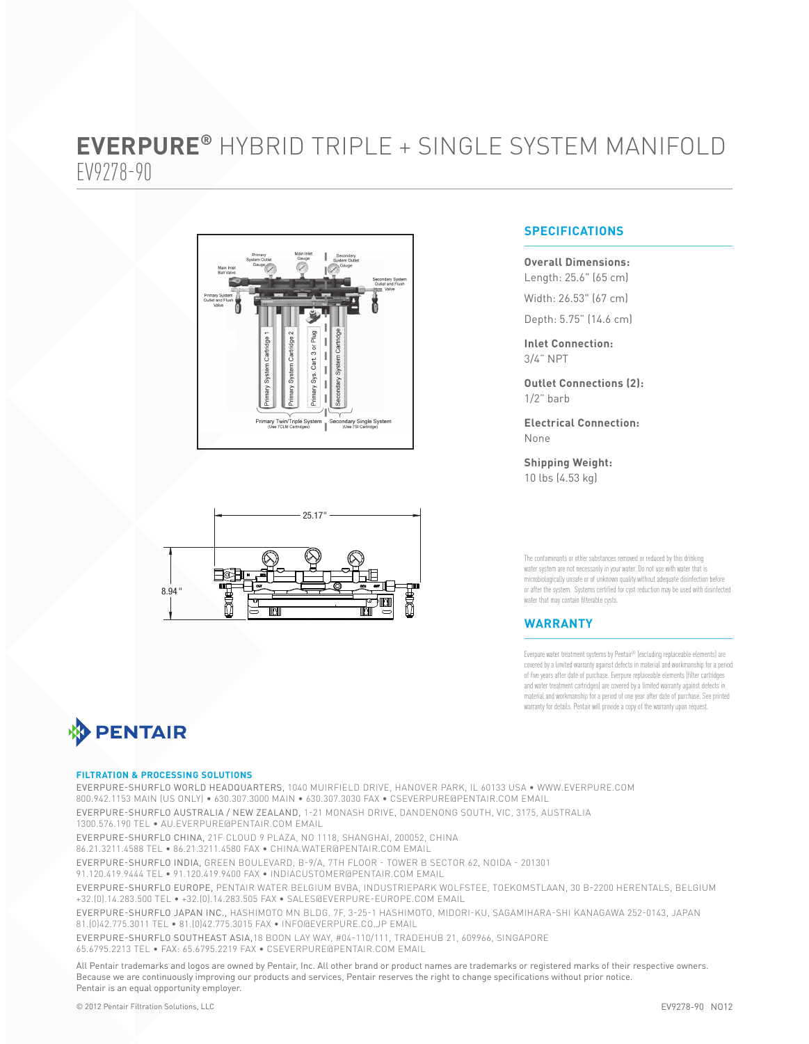# **EVERPURE®** HYBRID TRIPLE + SINGLE SYSTEM MANIFOLD

EV9278-90

Primary System Outlet Gauge

Main Inlet Gauge

Secondary System Outlet Gauge

Main Inlet Ball Valve

Secondary System Outlet and Flush Valve

Primary System Outlet and Flush Valve

Primary System Cartridge 1

Primary System Cartridge 2

Primary Sys. Cart. 3 or Plug

Secondary System Cartridge

Primary Twin/Triple System (Use 7CLM Cartridges)

Secondary Single System (Use 7SI Cartridge)

25.17"

8.94"

## SPECIFICATIONS

**Overall Dimensions:**
Length: 25.6" (65 cm)
Width: 26.53" (67 cm)
Depth: 5.75" (14.6 cm)

**Inlet Connection:**
3/4" NPT

**Outlet Connections (2):**
1/2" barb

**Electrical Connection:**
None

**Shipping Weight:**
10 lbs (4.53 kg)

The contaminants or other substances removed or reduced by this drinking water system are not necessarily in your water. Do not use with water that is microbiologically unsafe or of unknown quality without adequate disinfection before or after the system. Systems certified for cyst reduction may be used with disinfected water that may contain filterable cysts.

## WARRANTY

Everpure water treatment systems by Pentair® (excluding replaceable elements) are covered by a limited warranty against defects in material and workmanship for a period of five years after date of purchase. Everpure replaceable elements (filter cartridges and water treatment cartridges) are covered by a limited warranty against defects in material and workmanship for a period of one year after date of purchase. See printed warranty for details. Pentair will provide a copy of the warranty upon request.

**PENTAIR**

**FILTRATION & PROCESSING SOLUTIONS**

EVERPURE-SHURFLO WORLD HEADQUARTERS, 1040 MUIRFIELD DRIVE, HANOVER PARK, IL 60133 USA • WWW.EVERPURE.COM
800.942.1153 MAIN (US ONLY) • 630.307.3000 MAIN • 630.307.3030 FAX • CSEVERPURE@PENTAIR.COM EMAIL

EVERPURE-SHURFLO AUSTRALIA / NEW ZEALAND, 1-21 MONASH DRIVE, DANDENONG SOUTH, VIC, 3175, AUSTRALIA
1300.576.190 TEL • AU.EVERPURE@PENTAIR.COM EMAIL

EVERPURE-SHURFLO CHINA, 21F CLOUD 9 PLAZA, NO 1118, SHANGHAI, 200052, CHINA
86.21.3211.4588 TEL • 86.21.3211.4580 FAX • CHINA.WATER@PENTAIR.COM EMAIL

EVERPURE-SHURFLO INDIA, GREEN BOULEVARD, B-9/A, 7TH FLOOR - TOWER B SECTOR 62, NOIDA - 201301
91.120.419.9444 TEL • 91.120.419.9400 FAX • INDIACUSTOMER@PENTAIR.COM EMAIL

EVERPURE-SHURFLO EUROPE, PENTAIR WATER BELGIUM BVBA, INDUSTRIEPARK WOLFSTEE, TOEKOMSTLAAN, 30 B-2200 HERENTALS, BELGIUM
+32.(0).14.283.500 TEL • +32.(0).14.283.505 FAX • SALES@EVERPURE-EUROPE.COM EMAIL

EVERPURE-SHURFLO JAPAN INC., HASHIMOTO MN BLDG. 7F, 3-25-1 HASHIMOTO, MIDORI-KU, SAGAMIHARA-SHI KANAGAWA 252-0143, JAPAN
81.(0)42.775.3011 TEL • 81.(0)42.775.3015 FAX • INFO@EVERPURE.CO.JP EMAIL

EVERPURE-SHURFLO SOUTHEAST ASIA,18 BOON LAY WAY, #04-110/111, TRADEHUB 21, 609966, SINGAPORE
65.6795.2213 TEL • FAX: 65.6795.2219 FAX • CSEVERPURE@PENTAIR.COM EMAIL

All Pentair trademarks and logos are owned by Pentair, Inc. All other brand or product names are trademarks or registered marks of their respective owners. Because we are continuously improving our products and services, Pentair reserves the right to change specifications without prior notice.
Pentair is an equal opportunity employer.

© 2012 Pentair Filtration Solutions, LLC

EV9278-90 NO12